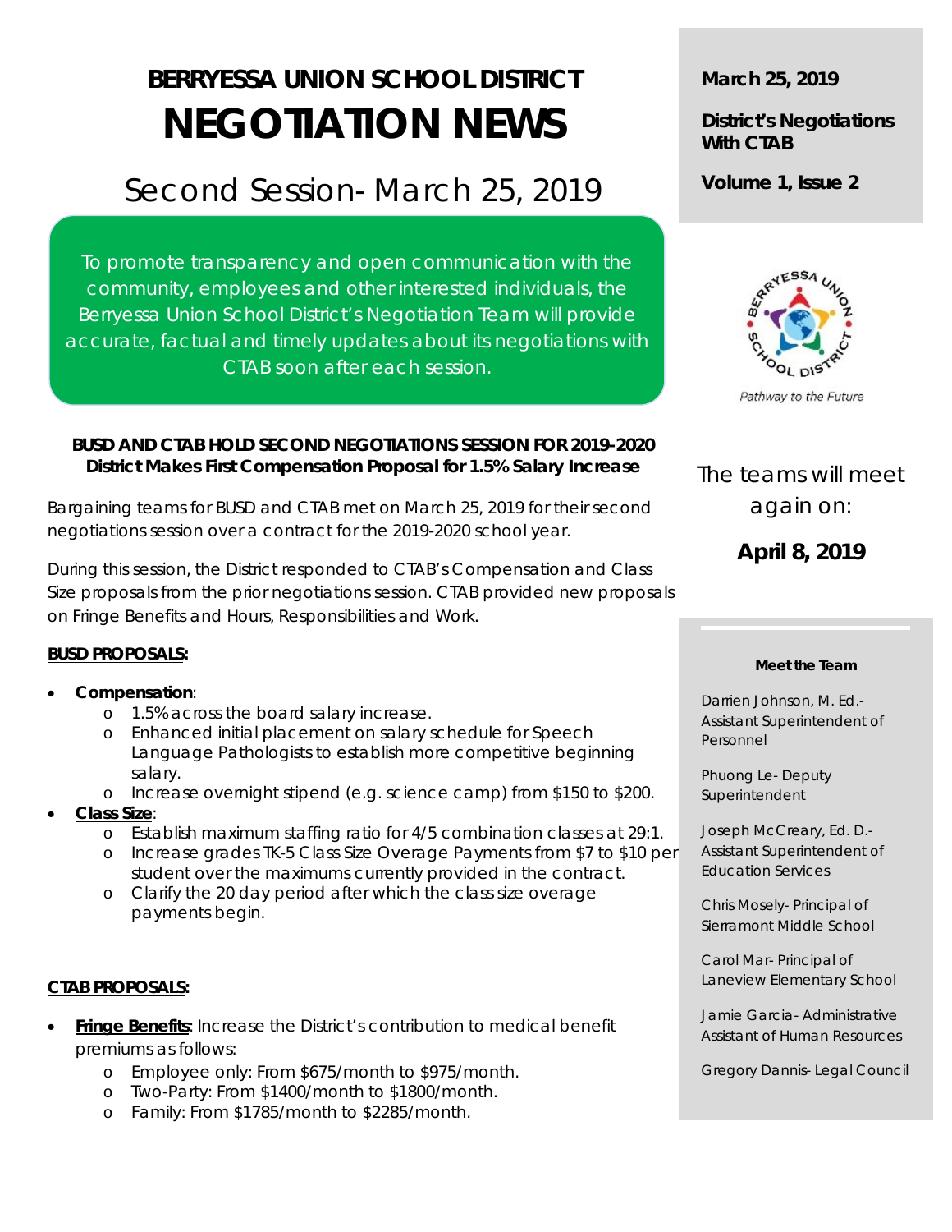# BERRYESSA UNION SCHOOL DISTRICT
# NEGOTIATION NEWS

## Second Session- March 25, 2019

To promote transparency and open communication with the community, employees and other interested individuals, the Berryessa Union School District's Negotiation Team will provide accurate, factual and timely updates about its negotiations with CTAB soon after each session.

**March 25, 2019**

**District's Negotiations With CTAB**

**Volume 1, Issue 2**

*Pathway to the Future*

### BUSD AND CTAB HOLD SECOND NEGOTIATIONS SESSION FOR 2019-2020
### District Makes First Compensation Proposal for 1.5% Salary Increase

Bargaining teams for BUSD and CTAB met on March 25, 2019 for their second negotiations session over a contract for the 2019-2020 school year.

During this session, the District responded to CTAB's Compensation and Class Size proposals from the prior negotiations session. CTAB provided new proposals on Fringe Benefits and Hours, Responsibilities and Work.

**BUSD PROPOSALS:**

- **Compensation**:
  - 1.5% across the board salary increase.
  - Enhanced initial placement on salary schedule for Speech Language Pathologists to establish more competitive beginning salary.
  - Increase overnight stipend (e.g. science camp) from $150 to $200.
- **Class Size**:
  - Establish maximum staffing ratio for 4/5 combination classes at 29:1.
  - Increase grades TK-5 Class Size Overage Payments from $7 to $10 per student over the maximums currently provided in the contract.
  - Clarify the 20 day period after which the class size overage payments begin.

**CTAB PROPOSALS:**

- **Fringe Benefits**: Increase the District's contribution to medical benefit premiums as follows:
  - Employee only: From $675/month to $975/month.
  - Two-Party: From $1400/month to $1800/month.
  - Family: From $1785/month to $2285/month.

The teams will meet again on:

**April 8, 2019**

**Meet the Team**

Darrien Johnson, M. Ed.- Assistant Superintendent of Personnel

Phuong Le- Deputy Superintendent

Joseph McCreary, Ed. D.- Assistant Superintendent of Education Services

Chris Mosely- Principal of Sierramont Middle School

Carol Mar- Principal of Laneview Elementary School

Jamie Garcia- Administrative Assistant of Human Resources

Gregory Dannis- Legal Council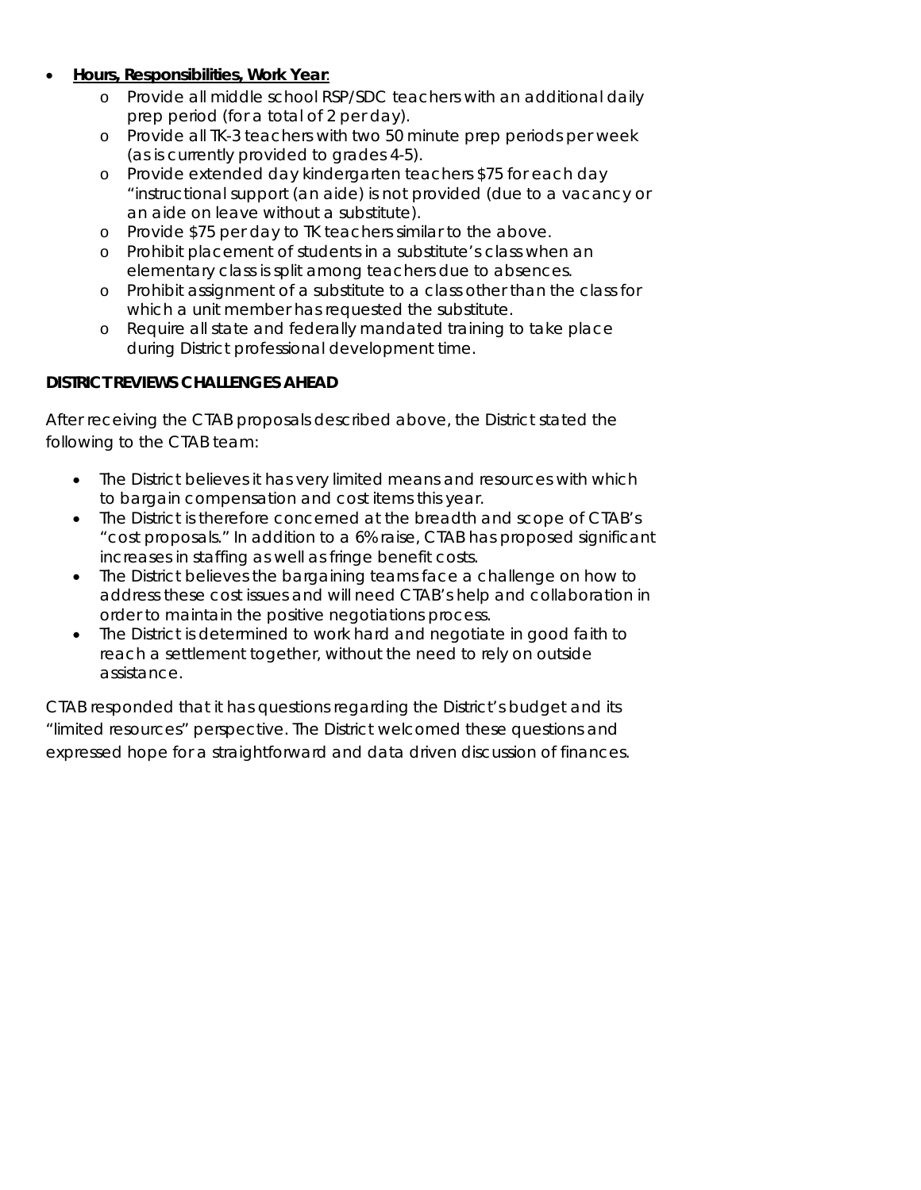- **Hours, Responsibilities, Work Year**:
    - Provide all middle school RSP/SDC teachers with an additional daily prep period (for a total of 2 per day).
    - Provide all TK-3 teachers with two 50 minute prep periods per week (as is currently provided to grades 4-5).
    - Provide extended day kindergarten teachers $75 for each day "instructional support (an aide) is not provided (due to a vacancy or an aide on leave without a substitute).
    - Provide $75 per day to TK teachers similar to the above.
    - Prohibit placement of students in a substitute's class when an elementary class is split among teachers due to absences.
    - Prohibit assignment of a substitute to a class other than the class for which a unit member has requested the substitute.
    - Require all state and federally mandated training to take place during District professional development time.

**DISTRICT REVIEWS CHALLENGES AHEAD**

After receiving the CTAB proposals described above, the District stated the following to the CTAB team:

- The District believes it has very limited means and resources with which to bargain compensation and cost items this year.
- The District is therefore concerned at the breadth and scope of CTAB's "cost proposals." In addition to a 6% raise, CTAB has proposed significant increases in staffing as well as fringe benefit costs.
- The District believes the bargaining teams face a challenge on how to address these cost issues and will need CTAB's help and collaboration in order to maintain the positive negotiations process.
- The District is determined to work hard and negotiate in good faith to reach a settlement together, without the need to rely on outside assistance.

CTAB responded that it has questions regarding the District's budget and its "limited resources" perspective. The District welcomed these questions and expressed hope for a straightforward and data driven discussion of finances.